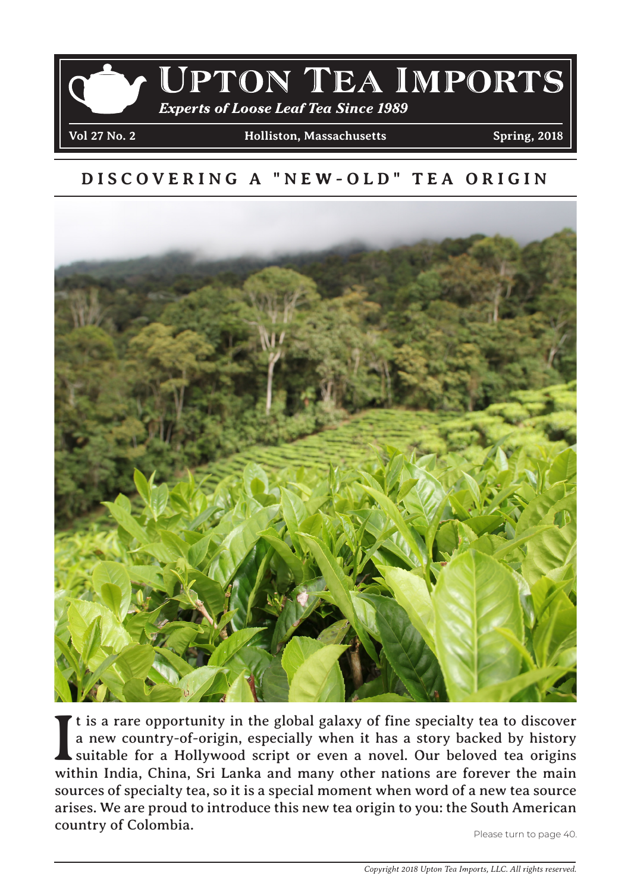# Upton Tea Imports

*Experts of Loose Leaf Tea Since 1989*

**Vol 27 No. 2** | **Holliston, Massachusetts** | **Spring, 2018**

## DISCOVERING A "NEW-OLD" TEA ORIGIN

**It is a rare opportunity in the global galaxy of fine specialty tea to discover a new country-of-origin, especially when it has a story backed by history suitable for a Hollywood script or even a novel. Our beloved tea origins within India, China, Sri Lanka and many other nations are forever the main sources of specialty tea, so it is a special moment when word of a new tea source arises. We are proud to introduce this new tea origin to you: the South American country of Colombia.**

Please turn to page 40.

*Copyright 2018 Upton Tea Imports, LLC. All rights reserved.*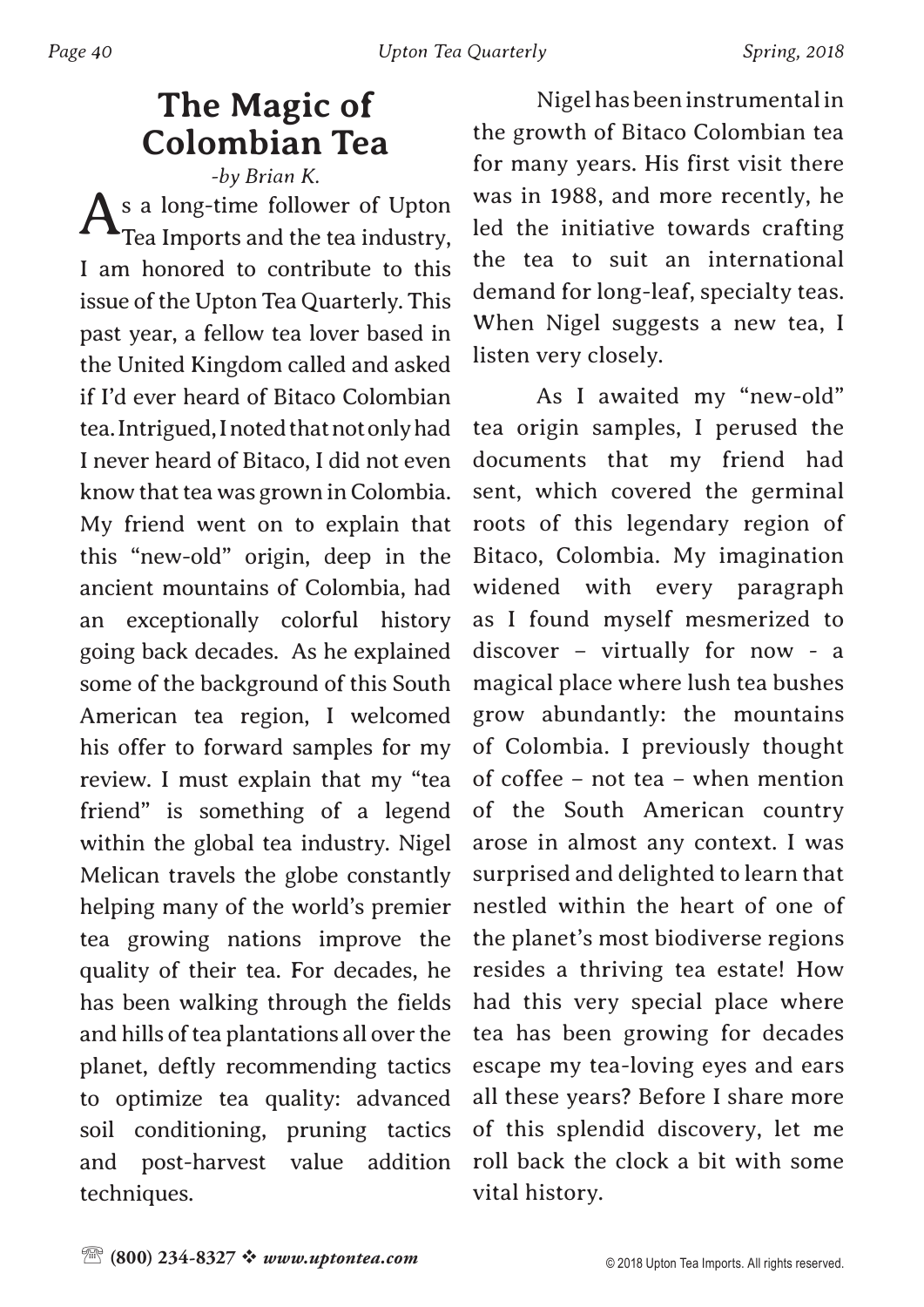# The Magic of Colombian Tea

*-by Brian K.*

As a long-time follower of Upton Tea Imports and the tea industry, I am honored to contribute to this issue of the Upton Tea Quarterly. This past year, a fellow tea lover based in the United Kingdom called and asked if I'd ever heard of Bitaco Colombian tea. Intrigued, I noted that not only had I never heard of Bitaco, I did not even know that tea was grown in Colombia. My friend went on to explain that this "new-old" origin, deep in the ancient mountains of Colombia, had an exceptionally colorful history going back decades. As he explained some of the background of this South American tea region, I welcomed his offer to forward samples for my review. I must explain that my "tea friend" is something of a legend within the global tea industry. Nigel Melican travels the globe constantly helping many of the world's premier tea growing nations improve the quality of their tea. For decades, he has been walking through the fields and hills of tea plantations all over the planet, deftly recommending tactics to optimize tea quality: advanced soil conditioning, pruning tactics and post-harvest value addition techniques.

Nigel has been instrumental in the growth of Bitaco Colombian tea for many years. His first visit there was in 1988, and more recently, he led the initiative towards crafting the tea to suit an international demand for long-leaf, specialty teas. When Nigel suggests a new tea, I listen very closely.

As I awaited my "new-old" tea origin samples, I perused the documents that my friend had sent, which covered the germinal roots of this legendary region of Bitaco, Colombia. My imagination widened with every paragraph as I found myself mesmerized to discover – virtually for now - a magical place where lush tea bushes grow abundantly: the mountains of Colombia. I previously thought of coffee – not tea – when mention of the South American country arose in almost any context. I was surprised and delighted to learn that nestled within the heart of one of the planet's most biodiverse regions resides a thriving tea estate! How had this very special place where tea has been growing for decades escape my tea-loving eyes and ears all these years? Before I share more of this splendid discovery, let me roll back the clock a bit with some vital history.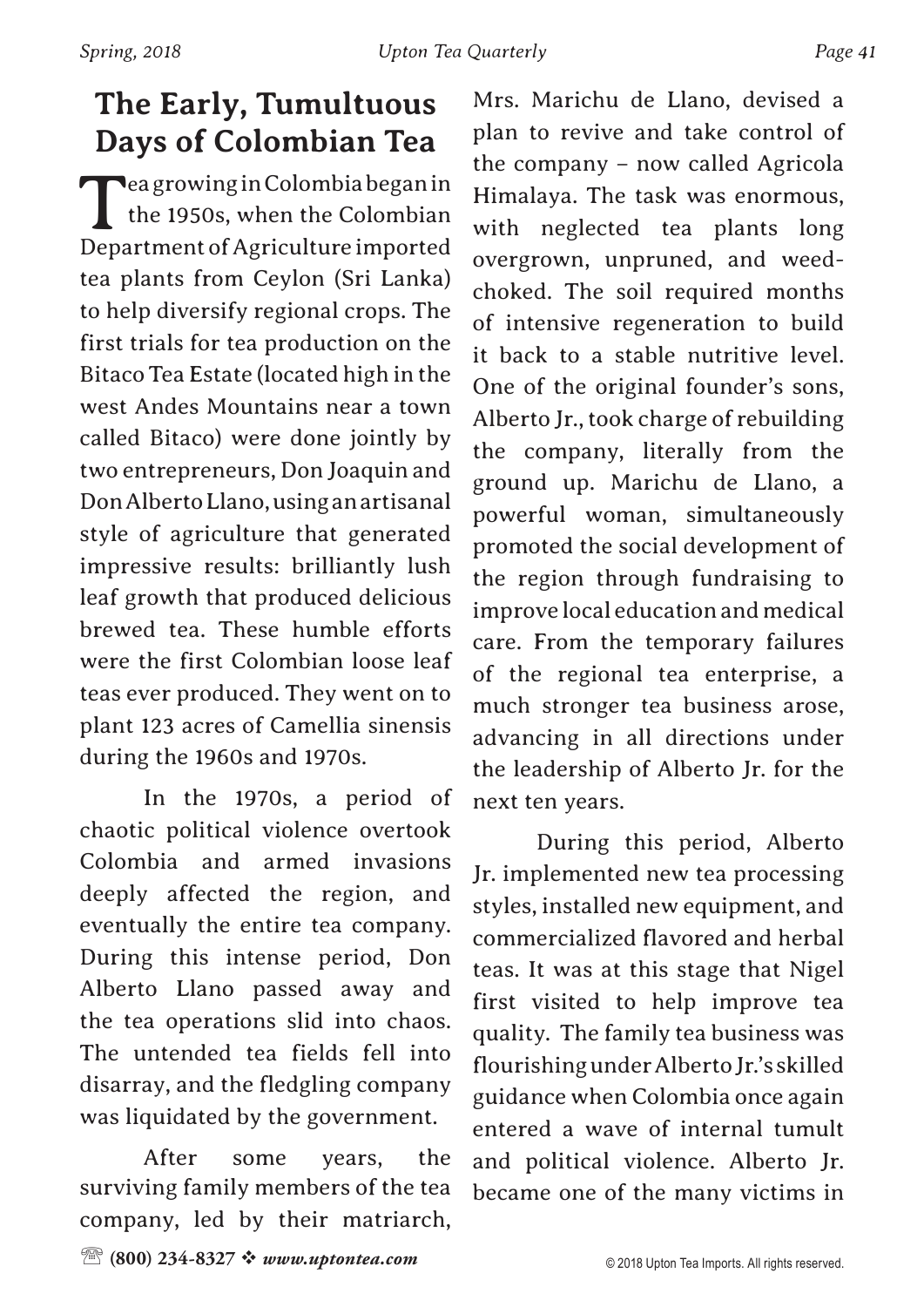## The Early, Tumultuous Days of Colombian Tea

Tea growing in Colombia began in the 1950s, when the Colombian Department of Agriculture imported tea plants from Ceylon (Sri Lanka) to help diversify regional crops. The first trials for tea production on the Bitaco Tea Estate (located high in the west Andes Mountains near a town called Bitaco) were done jointly by two entrepreneurs, Don Joaquin and Don Alberto Llano, using an artisanal style of agriculture that generated impressive results: brilliantly lush leaf growth that produced delicious brewed tea. These humble efforts were the first Colombian loose leaf teas ever produced. They went on to plant 123 acres of Camellia sinensis during the 1960s and 1970s.

In the 1970s, a period of chaotic political violence overtook Colombia and armed invasions deeply affected the region, and eventually the entire tea company. During this intense period, Don Alberto Llano passed away and the tea operations slid into chaos. The untended tea fields fell into disarray, and the fledgling company was liquidated by the government.

After some years, the surviving family members of the tea company, led by their matriarch, Mrs. Marichu de Llano, devised a plan to revive and take control of the company – now called Agricola Himalaya. The task was enormous, with neglected tea plants long overgrown, unpruned, and weed-choked. The soil required months of intensive regeneration to build it back to a stable nutritive level. One of the original founder's sons, Alberto Jr., took charge of rebuilding the company, literally from the ground up. Marichu de Llano, a powerful woman, simultaneously promoted the social development of the region through fundraising to improve local education and medical care. From the temporary failures of the regional tea enterprise, a much stronger tea business arose, advancing in all directions under the leadership of Alberto Jr. for the next ten years.

During this period, Alberto Jr. implemented new tea processing styles, installed new equipment, and commercialized flavored and herbal teas. It was at this stage that Nigel first visited to help improve tea quality. The family tea business was flourishing under Alberto Jr.'s skilled guidance when Colombia once again entered a wave of internal tumult and political violence. Alberto Jr. became one of the many victims in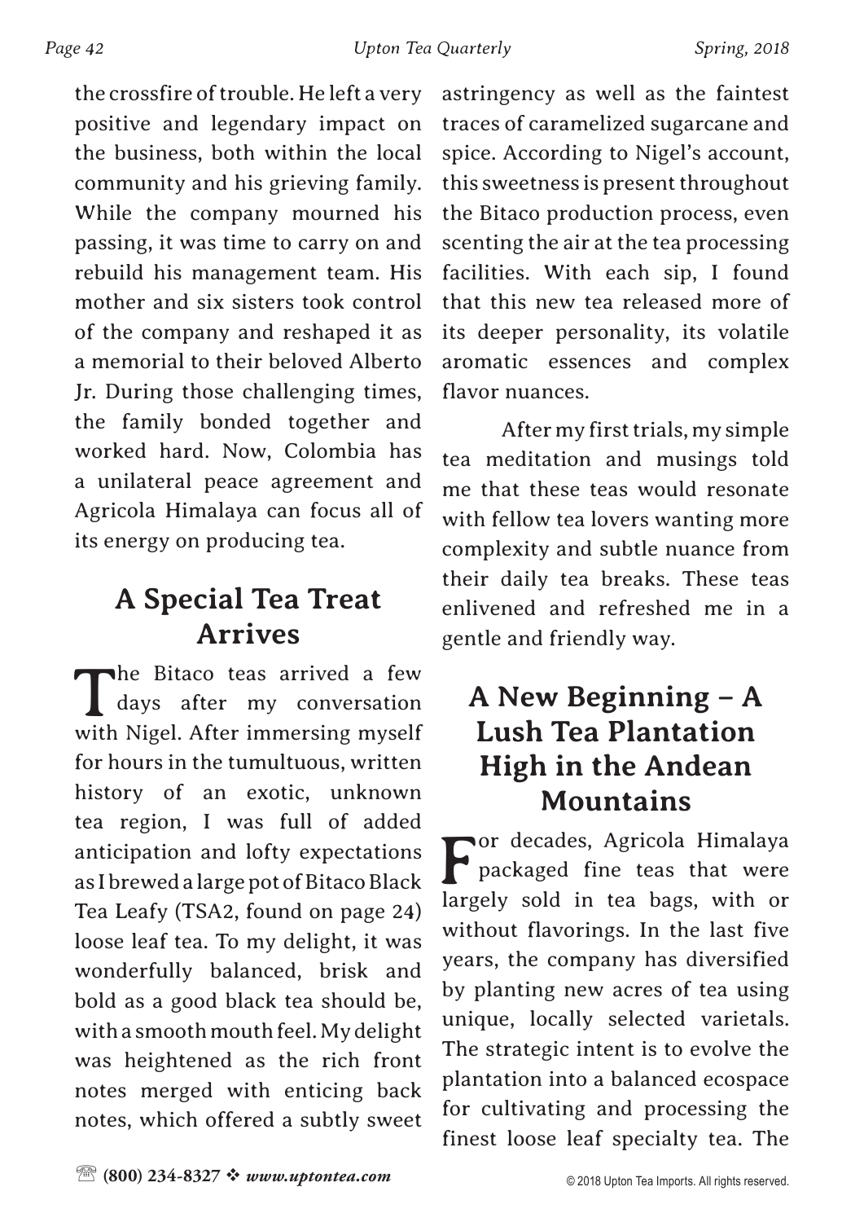the crossfire of trouble. He left a very positive and legendary impact on the business, both within the local community and his grieving family. While the company mourned his passing, it was time to carry on and rebuild his management team. His mother and six sisters took control of the company and reshaped it as a memorial to their beloved Alberto Jr. During those challenging times, the family bonded together and worked hard. Now, Colombia has a unilateral peace agreement and Agricola Himalaya can focus all of its energy on producing tea.

## A Special Tea Treat Arrives

The Bitaco teas arrived a few days after my conversation with Nigel. After immersing myself for hours in the tumultuous, written history of an exotic, unknown tea region, I was full of added anticipation and lofty expectations as I brewed a large pot of Bitaco Black Tea Leafy (TSA2, found on page 24) loose leaf tea. To my delight, it was wonderfully balanced, brisk and bold as a good black tea should be, with a smooth mouth feel. My delight was heightened as the rich front notes merged with enticing back notes, which offered a subtly sweet astringency as well as the faintest traces of caramelized sugarcane and spice. According to Nigel's account, this sweetness is present throughout the Bitaco production process, even scenting the air at the tea processing facilities. With each sip, I found that this new tea released more of its deeper personality, its volatile aromatic essences and complex flavor nuances.

After my first trials, my simple tea meditation and musings told me that these teas would resonate with fellow tea lovers wanting more complexity and subtle nuance from their daily tea breaks. These teas enlivened and refreshed me in a gentle and friendly way.

## A New Beginning – A Lush Tea Plantation High in the Andean Mountains

For decades, Agricola Himalaya packaged fine teas that were largely sold in tea bags, with or without flavorings. In the last five years, the company has diversified by planting new acres of tea using unique, locally selected varietals. The strategic intent is to evolve the plantation into a balanced ecospace for cultivating and processing the finest loose leaf specialty tea. The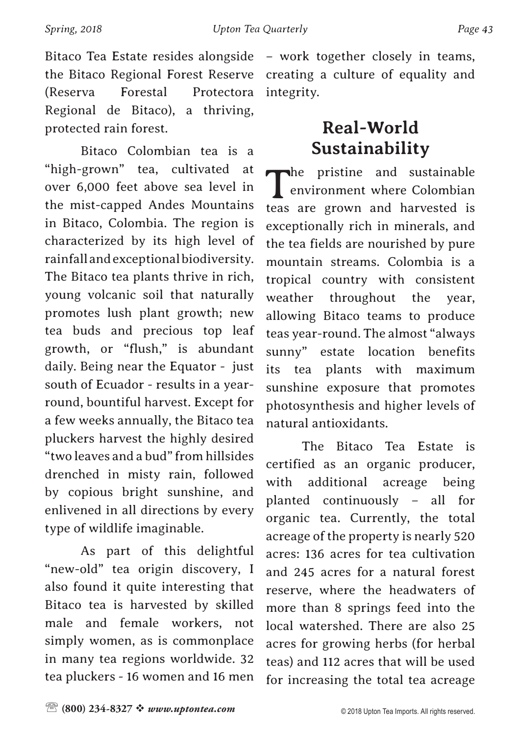Bitaco Tea Estate resides alongside the Bitaco Regional Forest Reserve (Reserva Forestal Protectora Regional de Bitaco), a thriving, protected rain forest.

Bitaco Colombian tea is a "high-grown" tea, cultivated at over 6,000 feet above sea level in the mist-capped Andes Mountains in Bitaco, Colombia. The region is characterized by its high level of rainfall and exceptional biodiversity. The Bitaco tea plants thrive in rich, young volcanic soil that naturally promotes lush plant growth; new tea buds and precious top leaf growth, or "flush," is abundant daily. Being near the Equator - just south of Ecuador - results in a year-round, bountiful harvest. Except for a few weeks annually, the Bitaco tea pluckers harvest the highly desired "two leaves and a bud" from hillsides drenched in misty rain, followed by copious bright sunshine, and enlivened in all directions by every type of wildlife imaginable.

As part of this delightful "new-old" tea origin discovery, I also found it quite interesting that Bitaco tea is harvested by skilled male and female workers, not simply women, as is commonplace in many tea regions worldwide. 32 tea pluckers - 16 women and 16 men – work together closely in teams, creating a culture of equality and integrity.

## Real-World Sustainability

The pristine and sustainable environment where Colombian teas are grown and harvested is exceptionally rich in minerals, and the tea fields are nourished by pure mountain streams. Colombia is a tropical country with consistent weather throughout the year, allowing Bitaco teams to produce teas year-round. The almost "always sunny" estate location benefits its tea plants with maximum sunshine exposure that promotes photosynthesis and higher levels of natural antioxidants.

The Bitaco Tea Estate is certified as an organic producer, with additional acreage being planted continuously – all for organic tea. Currently, the total acreage of the property is nearly 520 acres: 136 acres for tea cultivation and 245 acres for a natural forest reserve, where the headwaters of more than 8 springs feed into the local watershed. There are also 25 acres for growing herbs (for herbal teas) and 112 acres that will be used for increasing the total tea acreage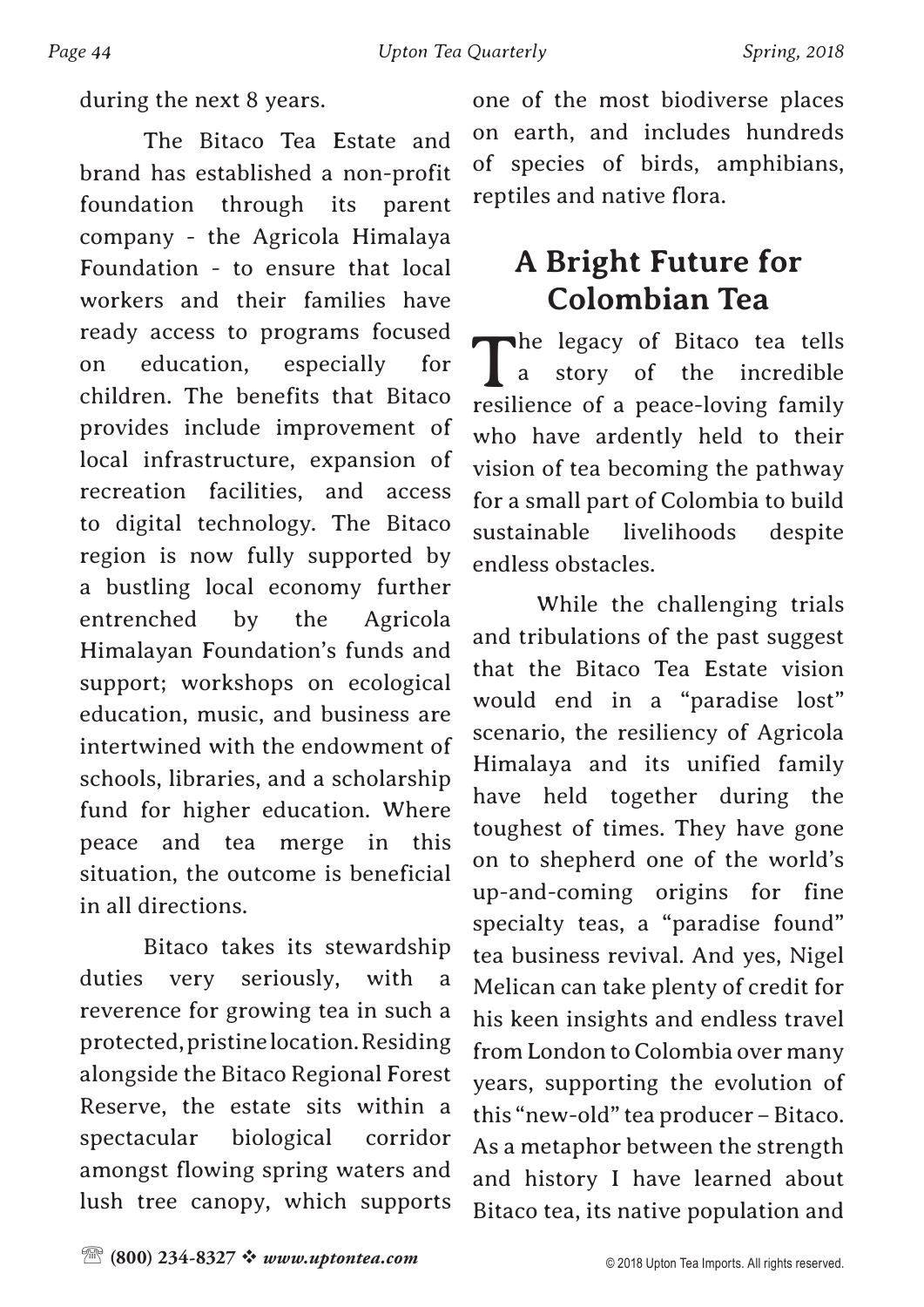during the next 8 years.

The Bitaco Tea Estate and brand has established a non-profit foundation through its parent company - the Agricola Himalaya Foundation - to ensure that local workers and their families have ready access to programs focused on education, especially for children. The benefits that Bitaco provides include improvement of local infrastructure, expansion of recreation facilities, and access to digital technology. The Bitaco region is now fully supported by a bustling local economy further entrenched by the Agricola Himalayan Foundation's funds and support; workshops on ecological education, music, and business are intertwined with the endowment of schools, libraries, and a scholarship fund for higher education. Where peace and tea merge in this situation, the outcome is beneficial in all directions.

Bitaco takes its stewardship duties very seriously, with a reverence for growing tea in such a protected, pristine location. Residing alongside the Bitaco Regional Forest Reserve, the estate sits within a spectacular biological corridor amongst flowing spring waters and lush tree canopy, which supports one of the most biodiverse places on earth, and includes hundreds of species of birds, amphibians, reptiles and native flora.

## A Bright Future for Colombian Tea

The legacy of Bitaco tea tells a story of the incredible resilience of a peace-loving family who have ardently held to their vision of tea becoming the pathway for a small part of Colombia to build sustainable livelihoods despite endless obstacles.

While the challenging trials and tribulations of the past suggest that the Bitaco Tea Estate vision would end in a "paradise lost" scenario, the resiliency of Agricola Himalaya and its unified family have held together during the toughest of times. They have gone on to shepherd one of the world's up-and-coming origins for fine specialty teas, a "paradise found" tea business revival. And yes, Nigel Melican can take plenty of credit for his keen insights and endless travel from London to Colombia over many years, supporting the evolution of this "new-old" tea producer – Bitaco. As a metaphor between the strength and history I have learned about Bitaco tea, its native population and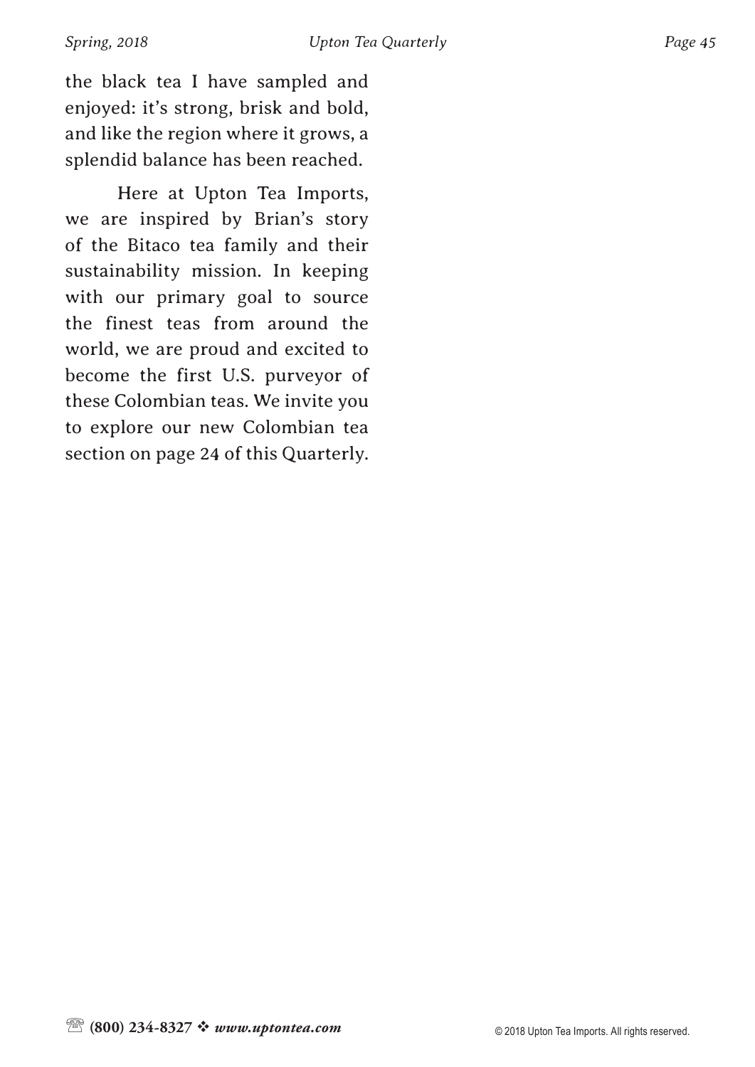the black tea I have sampled and enjoyed: it's strong, brisk and bold, and like the region where it grows, a splendid balance has been reached.

Here at Upton Tea Imports, we are inspired by Brian's story of the Bitaco tea family and their sustainability mission. In keeping with our primary goal to source the finest teas from around the world, we are proud and excited to become the first U.S. purveyor of these Colombian teas. We invite you to explore our new Colombian tea section on page 24 of this Quarterly.